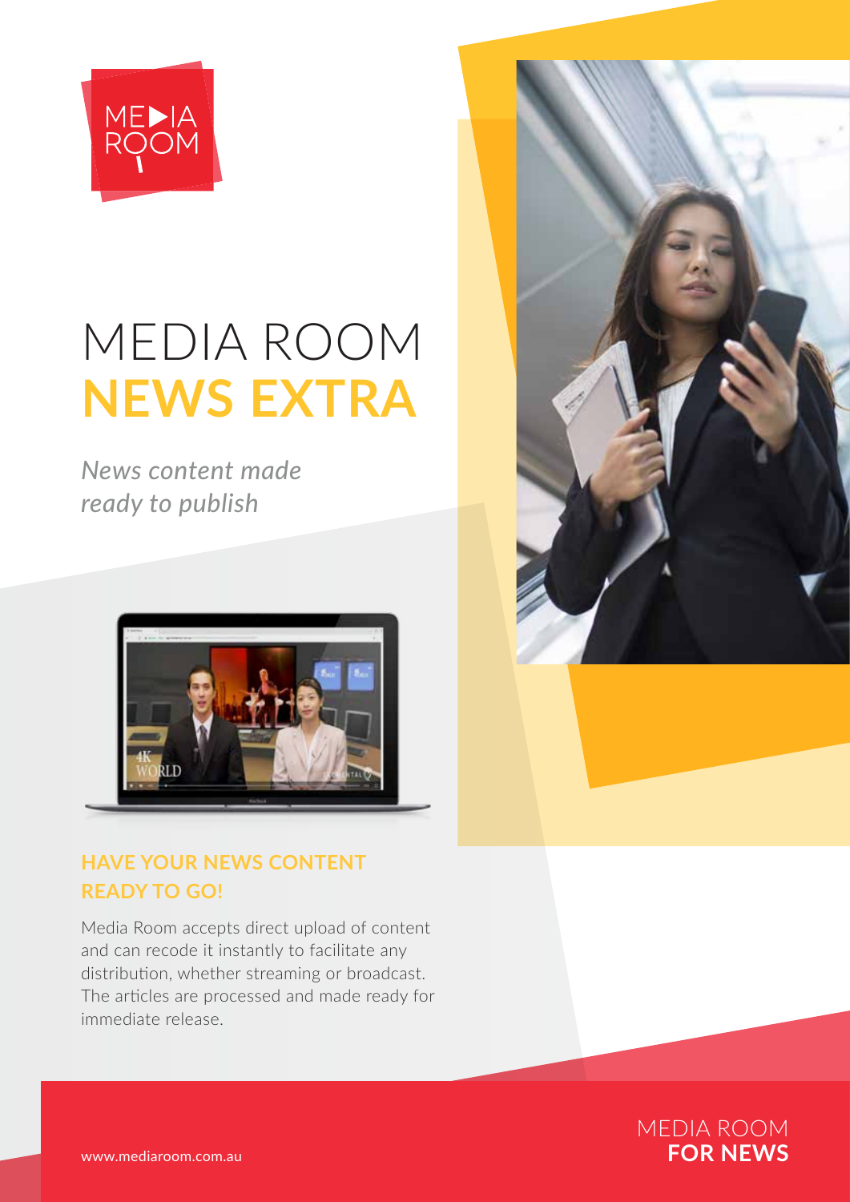# MEDIA ROOM
# NEWS EXTRA

*News content made ready to publish*

## HAVE YOUR NEWS CONTENT READY TO GO!

Media Room accepts direct upload of content and can recode it instantly to facilitate any distribution, whether streaming or broadcast. The articles are processed and made ready for immediate release.

www.mediaroom.com.au

MEDIA ROOM **FOR NEWS**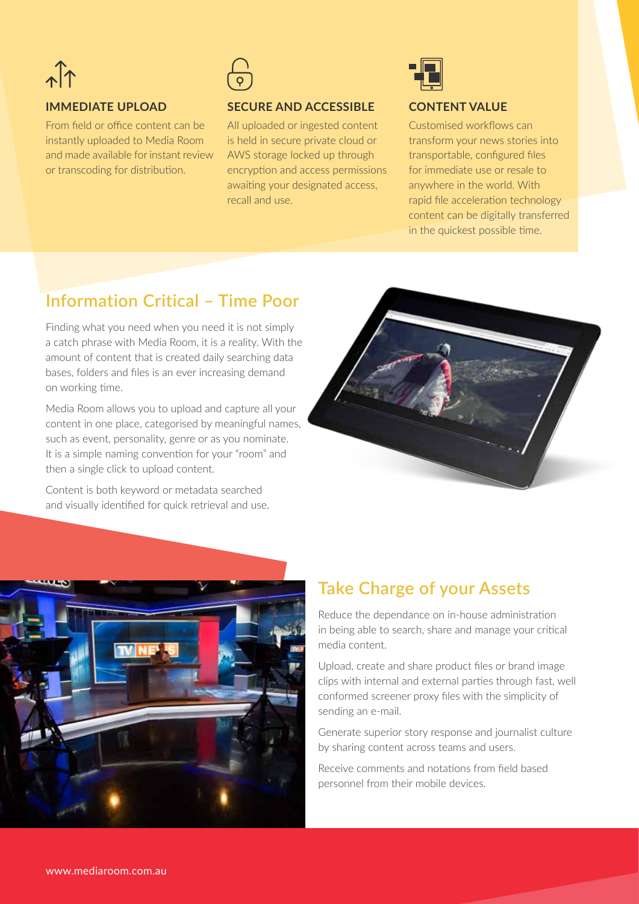### IMMEDIATE UPLOAD

From field or office content can be instantly uploaded to Media Room and made available for instant review or transcoding for distribution.

### SECURE AND ACCESSIBLE

All uploaded or ingested content is held in secure private cloud or AWS storage locked up through encryption and access permissions awaiting your designated access, recall and use.

### CONTENT VALUE

Customised workflows can transform your news stories into transportable, configured files for immediate use or resale to anywhere in the world. With rapid file acceleration technology content can be digitally transferred in the quickest possible time.

## Information Critical – Time Poor

Finding what you need when you need it is not simply a catch phrase with Media Room, it is a reality. With the amount of content that is created daily searching data bases, folders and files is an ever increasing demand on working time.

Media Room allows you to upload and capture all your content in one place, categorised by meaningful names, such as event, personality, genre or as you nominate. It is a simple naming convention for your "room" and then a single click to upload content.

Content is both keyword or metadata searched and visually identified for quick retrieval and use.

## Take Charge of your Assets

Reduce the dependance on in-house administration in being able to search, share and manage your critical media content.

Upload, create and share product files or brand image clips with internal and external parties through fast, well conformed screener proxy files with the simplicity of sending an e-mail.

Generate superior story response and journalist culture by sharing content across teams and users.

Receive comments and notations from field based personnel from their mobile devices.

www.mediaroom.com.au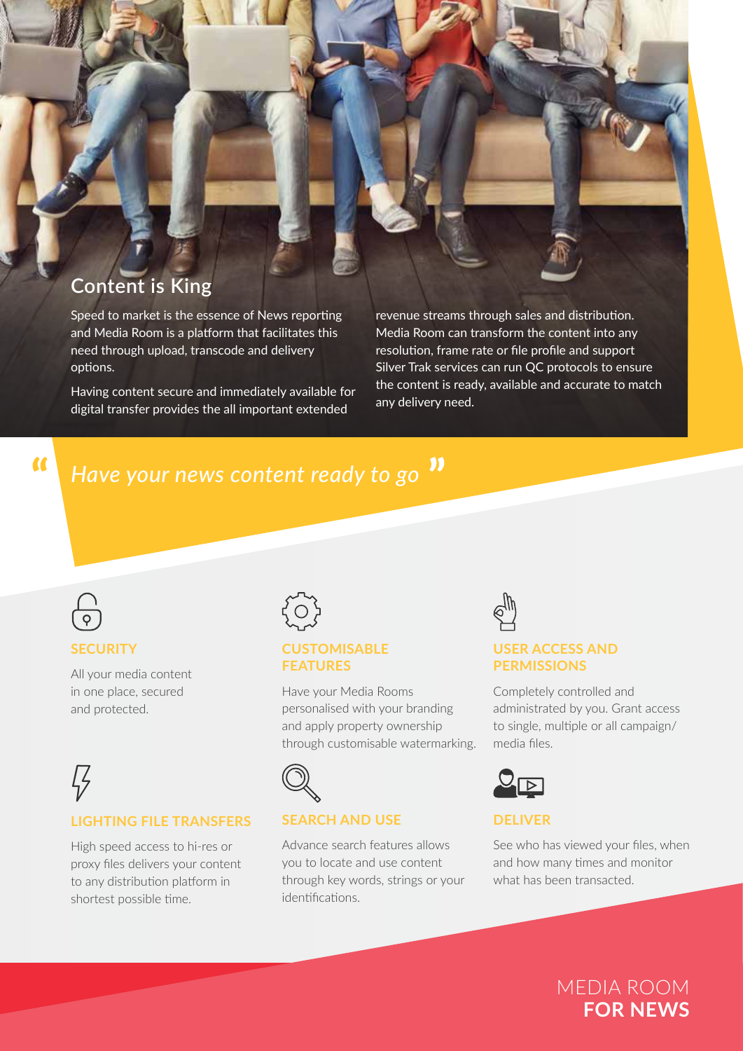## Content is King

Speed to market is the essence of News reporting and Media Room is a platform that facilitates this need through upload, transcode and delivery options.

Having content secure and immediately available for digital transfer provides the all important extended revenue streams through sales and distribution. Media Room can transform the content into any resolution, frame rate or file profile and support Silver Trak services can run QC protocols to ensure the content is ready, available and accurate to match any delivery need.

> *"Have your news content ready to go"*

### SECURITY

All your media content in one place, secured and protected.

### CUSTOMISABLE FEATURES

Have your Media Rooms personalised with your branding and apply property ownership through customisable watermarking.

### USER ACCESS AND PERMISSIONS

Completely controlled and administrated by you. Grant access to single, multiple or all campaign/ media files.

### LIGHTING FILE TRANSFERS

High speed access to hi-res or proxy files delivers your content to any distribution platform in shortest possible time.

### SEARCH AND USE

Advance search features allows you to locate and use content through key words, strings or your identifications.

### DELIVER

See who has viewed your files, when and how many times and monitor what has been transacted.

MEDIA ROOM **FOR NEWS**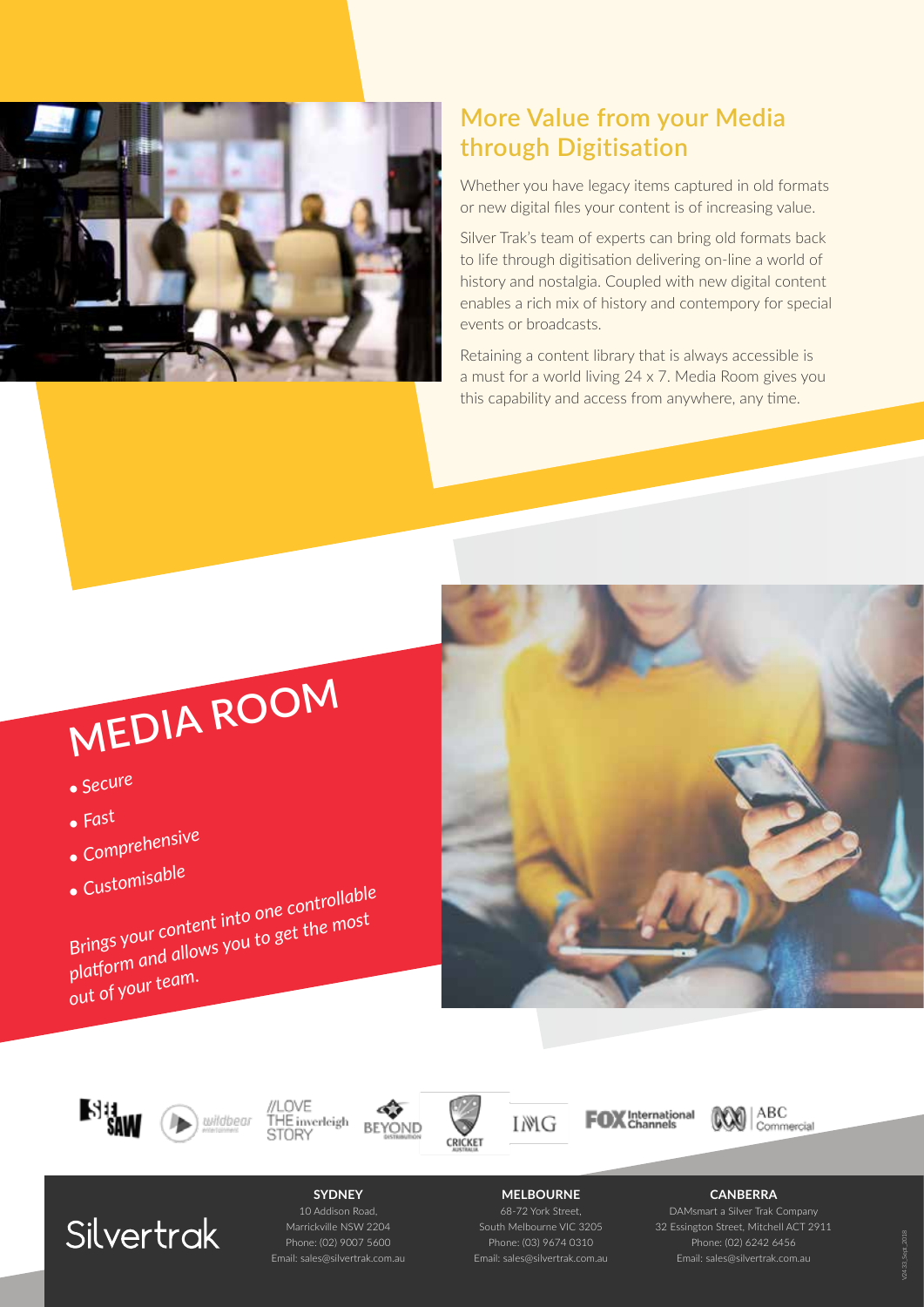## More Value from your Media through Digitisation

Whether you have legacy items captured in old formats or new digital files your content is of increasing value.

Silver Trak's team of experts can bring old formats back to life through digitisation delivering on-line a world of history and nostalgia. Coupled with new digital content enables a rich mix of history and contempory for special events or broadcasts.

Retaining a content library that is always accessible is a must for a world living 24 x 7. Media Room gives you this capability and access from anywhere, any time.

# MEDIA ROOM

- *Secure*
- *Fast*
- *Comprehensive*
- *Customisable*

*Brings your content into one controllable platform and allows you to get the most out of your team.*

Silvertrak

**SYDNEY**
10 Addison Road,
Marrickville NSW 2204
Phone: (02) 9007 5600
Email: sales@silvertrak.com.au

**MELBOURNE**
68-72 York Street,
South Melbourne VIC 3205
Phone: (03) 9674 0310
Email: sales@silvertrak.com.au

**CANBERRA**
DAMsmart a Silver Trak Company
32 Essington Street, Mitchell ACT 2911
Phone: (02) 6242 6456
Email: sales@silvertrak.com.au